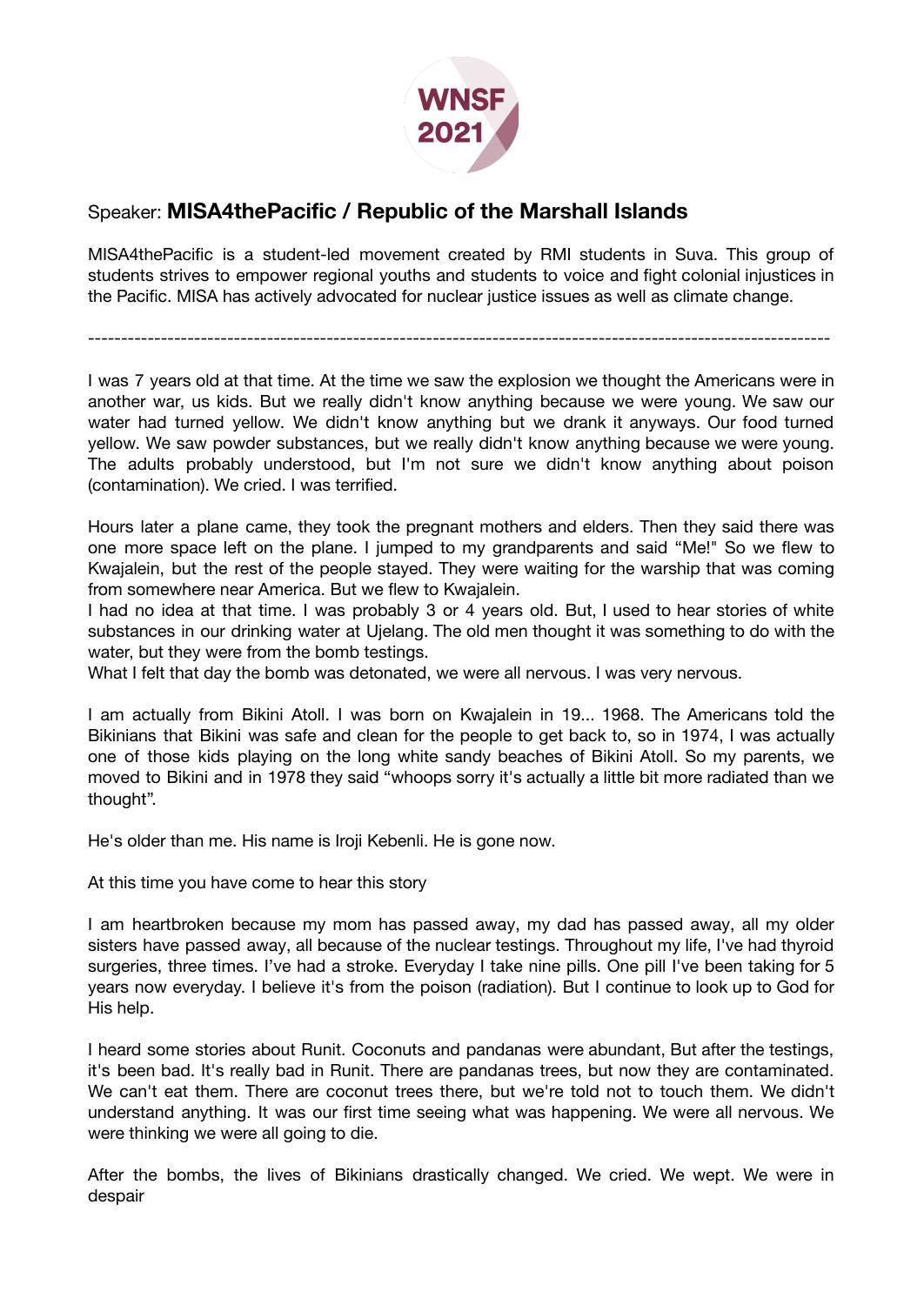Speaker: **MISA4thePacific / Republic of the Marshall Islands**

MISA4thePacific is a student-led movement created by RMI students in Suva. This group of students strives to empower regional youths and students to voice and fight colonial injustices in the Pacific. MISA has actively advocated for nuclear justice issues as well as climate change.

---

I was 7 years old at that time. At the time we saw the explosion we thought the Americans were in another war, us kids. But we really didn't know anything because we were young. We saw our water had turned yellow. We didn't know anything but we drank it anyways. Our food turned yellow. We saw powder substances, but we really didn't know anything because we were young. The adults probably understood, but I'm not sure we didn't know anything about poison (contamination). We cried. I was terrified.

Hours later a plane came, they took the pregnant mothers and elders. Then they said there was one more space left on the plane. I jumped to my grandparents and said "Me!" So we flew to Kwajalein, but the rest of the people stayed. They were waiting for the warship that was coming from somewhere near America. But we flew to Kwajalein.

I had no idea at that time. I was probably 3 or 4 years old. But, I used to hear stories of white substances in our drinking water at Ujelang. The old men thought it was something to do with the water, but they were from the bomb testings.

What I felt that day the bomb was detonated, we were all nervous. I was very nervous.

I am actually from Bikini Atoll. I was born on Kwajalein in 19... 1968. The Americans told the Bikinians that Bikini was safe and clean for the people to get back to, so in 1974, I was actually one of those kids playing on the long white sandy beaches of Bikini Atoll. So my parents, we moved to Bikini and in 1978 they said "whoops sorry it's actually a little bit more radiated than we thought".

He's older than me. His name is Iroji Kebenli. He is gone now.

At this time you have come to hear this story

I am heartbroken because my mom has passed away, my dad has passed away, all my older sisters have passed away, all because of the nuclear testings. Throughout my life, I've had thyroid surgeries, three times. I've had a stroke. Everyday I take nine pills. One pill I've been taking for 5 years now everyday. I believe it's from the poison (radiation). But I continue to look up to God for His help.

I heard some stories about Runit. Coconuts and pandanas were abundant, But after the testings, it's been bad. It's really bad in Runit. There are pandanas trees, but now they are contaminated. We can't eat them. There are coconut trees there, but we're told not to touch them. We didn't understand anything. It was our first time seeing what was happening. We were all nervous. We were thinking we were all going to die.

After the bombs, the lives of Bikinians drastically changed. We cried. We wept. We were in despair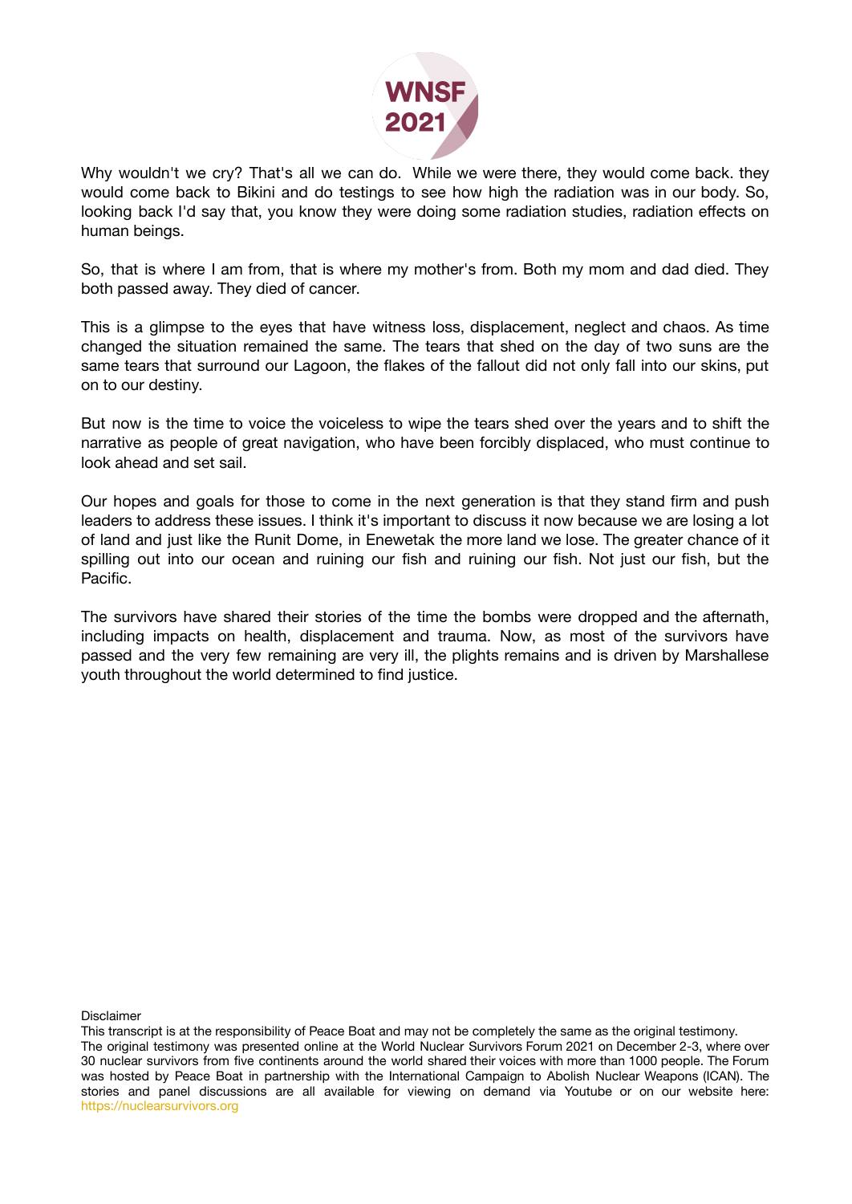Why wouldn't we cry? That's all we can do. While we were there, they would come back. they would come back to Bikini and do testings to see how high the radiation was in our body. So, looking back I'd say that, you know they were doing some radiation studies, radiation effects on human beings.

So, that is where I am from, that is where my mother's from. Both my mom and dad died. They both passed away. They died of cancer.

This is a glimpse to the eyes that have witness loss, displacement, neglect and chaos. As time changed the situation remained the same. The tears that shed on the day of two suns are the same tears that surround our Lagoon, the flakes of the fallout did not only fall into our skins, put on to our destiny.

But now is the time to voice the voiceless to wipe the tears shed over the years and to shift the narrative as people of great navigation, who have been forcibly displaced, who must continue to look ahead and set sail.

Our hopes and goals for those to come in the next generation is that they stand firm and push leaders to address these issues. I think it's important to discuss it now because we are losing a lot of land and just like the Runit Dome, in Enewetak the more land we lose. The greater chance of it spilling out into our ocean and ruining our fish and ruining our fish. Not just our fish, but the Pacific.

The survivors have shared their stories of the time the bombs were dropped and the afternath, including impacts on health, displacement and trauma. Now, as most of the survivors have passed and the very few remaining are very ill, the plights remains and is driven by Marshallese youth throughout the world determined to find justice.

Disclaimer

This transcript is at the responsibility of Peace Boat and may not be completely the same as the original testimony.
The original testimony was presented online at the World Nuclear Survivors Forum 2021 on December 2-3, where over 30 nuclear survivors from five continents around the world shared their voices with more than 1000 people. The Forum was hosted by Peace Boat in partnership with the International Campaign to Abolish Nuclear Weapons (ICAN). The stories and panel discussions are all available for viewing on demand via Youtube or on our website here: https://nuclearsurvivors.org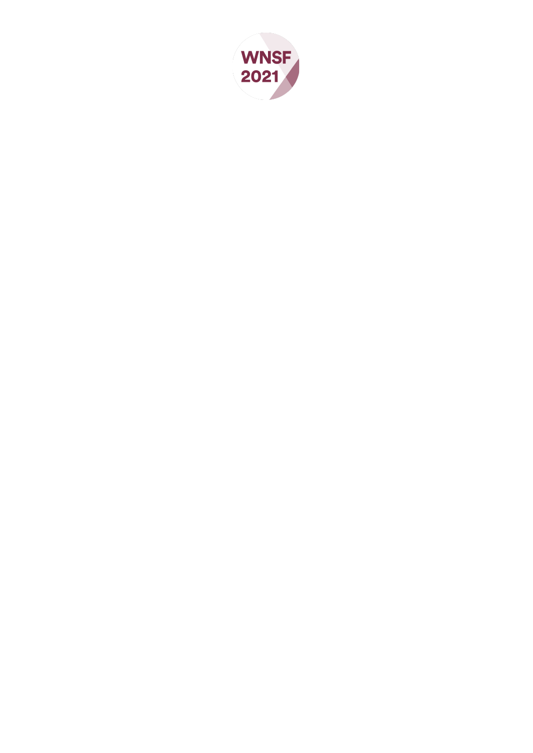WNSF 2021